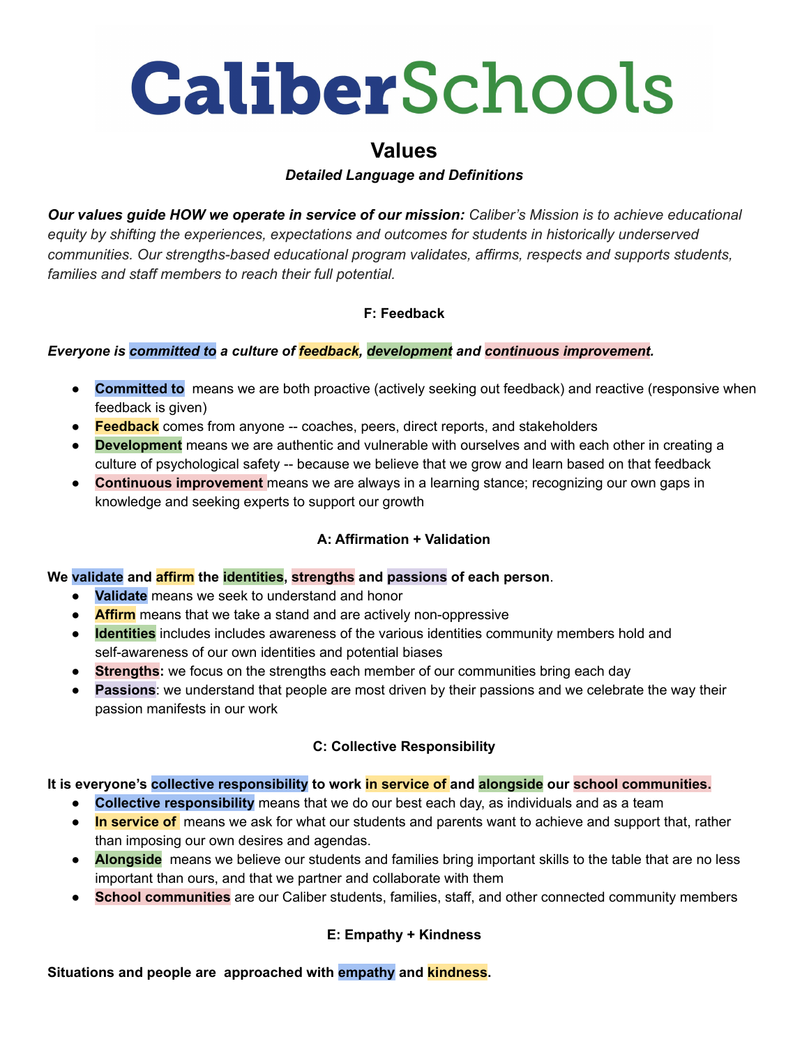# CaliberSchools

## Values

***Detailed Language and Definitions***

***Our values guide HOW we operate in service of our mission:*** *Caliber's Mission is to achieve educational equity by shifting the experiences, expectations and outcomes for students in historically underserved communities. Our strengths-based educational program validates, affirms, respects and supports students, families and staff members to reach their full potential.*

### F: Feedback

***Everyone is committed to a culture of feedback, development and continuous improvement.***

- **Committed to** means we are both proactive (actively seeking out feedback) and reactive (responsive when feedback is given)
- **Feedback** comes from anyone -- coaches, peers, direct reports, and stakeholders
- **Development** means we are authentic and vulnerable with ourselves and with each other in creating a culture of psychological safety -- because we believe that we grow and learn based on that feedback
- **Continuous improvement** means we are always in a learning stance; recognizing our own gaps in knowledge and seeking experts to support our growth

### A: Affirmation + Validation

**We validate and affirm the identities, strengths and passions of each person**.

- **Validate** means we seek to understand and honor
- **Affirm** means that we take a stand and are actively non-oppressive
- **Identities** includes includes awareness of the various identities community members hold and self-awareness of our own identities and potential biases
- **Strengths:** we focus on the strengths each member of our communities bring each day
- **Passions**: we understand that people are most driven by their passions and we celebrate the way their passion manifests in our work

### C: Collective Responsibility

**It is everyone's collective responsibility to work in service of and alongside our school communities.**

- **Collective responsibility** means that we do our best each day, as individuals and as a team
- **In service of** means we ask for what our students and parents want to achieve and support that, rather than imposing our own desires and agendas.
- **Alongside** means we believe our students and families bring important skills to the table that are no less important than ours, and that we partner and collaborate with them
- **School communities** are our Caliber students, families, staff, and other connected community members

### E: Empathy + Kindness

**Situations and people are approached with empathy and kindness.**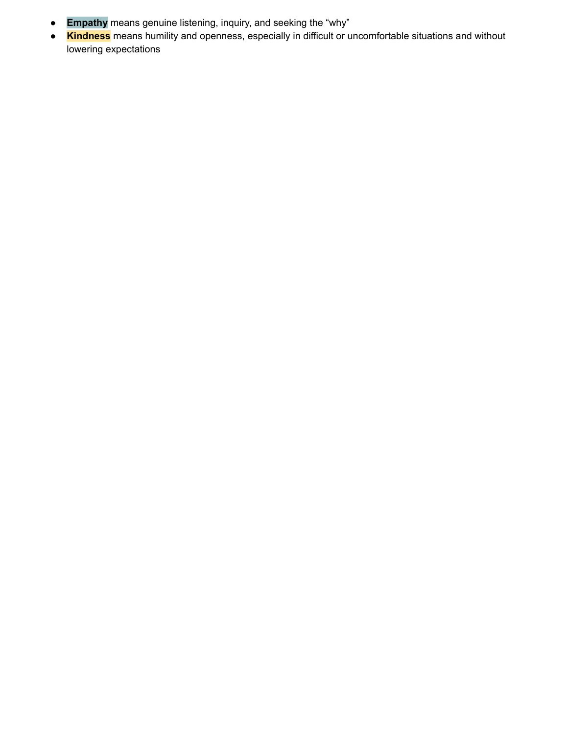- **Empathy** means genuine listening, inquiry, and seeking the "why"
- **Kindness** means humility and openness, especially in difficult or uncomfortable situations and without lowering expectations